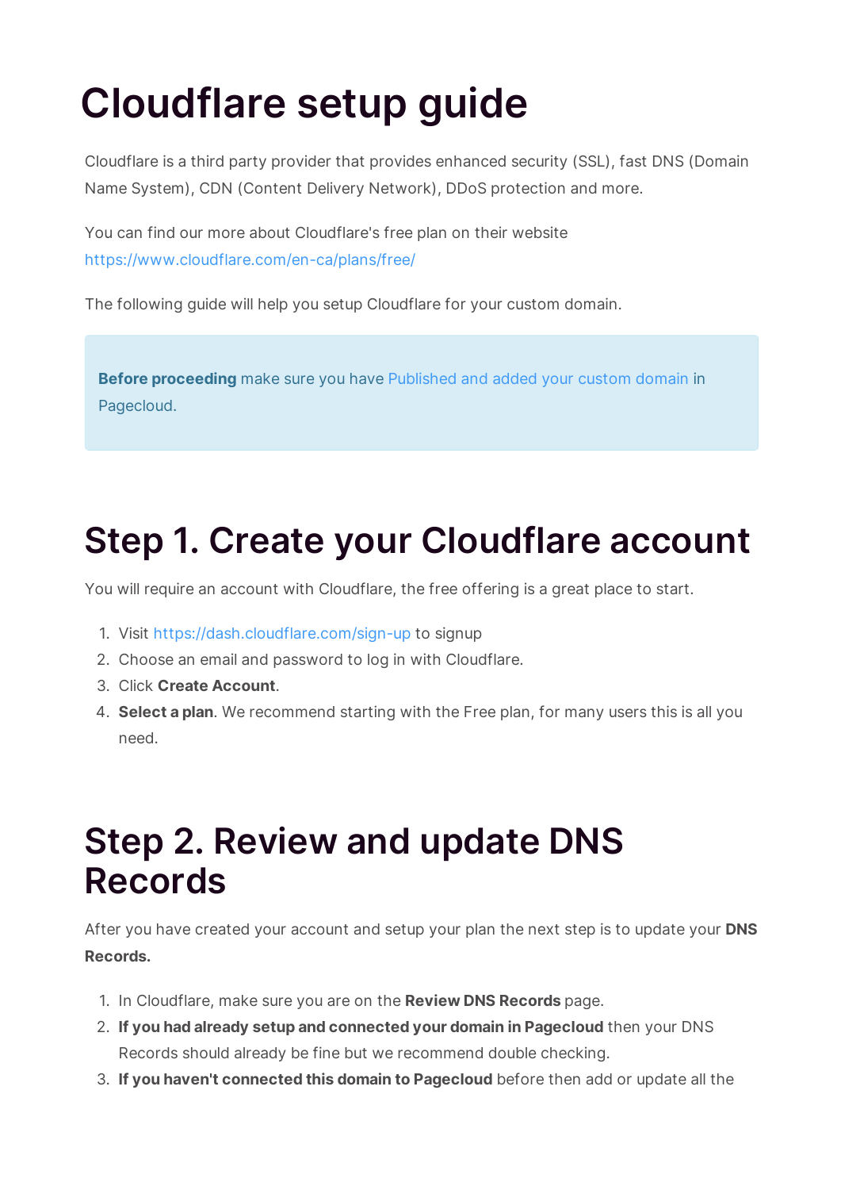# Cloudflare setup guide

Cloudflare is a third party provider that provides enhanced security (SSL), fast DNS (Domain Name System), CDN (Content Delivery Network), DDoS protection and more.

You can find our more about Cloudflare's free plan on their website https://www.cloudflare.com/en-ca/plans/free/

The following guide will help you setup Cloudflare for your custom domain.

> **Before proceeding** make sure you have Published and added your custom domain in Pagecloud.

## Step 1. Create your Cloudflare account

You will require an account with Cloudflare, the free offering is a great place to start.

1. Visit https://dash.cloudflare.com/sign-up to signup
2. Choose an email and password to log in with Cloudflare.
3. Click **Create Account**.
4. **Select a plan**. We recommend starting with the Free plan, for many users this is all you need.

## Step 2. Review and update DNS Records

After you have created your account and setup your plan the next step is to update your **DNS Records.**

1. In Cloudflare, make sure you are on the **Review DNS Records** page.
2. **If you had already setup and connected your domain in Pagecloud** then your DNS Records should already be fine but we recommend double checking.
3. **If you haven't connected this domain to Pagecloud** before then add or update all the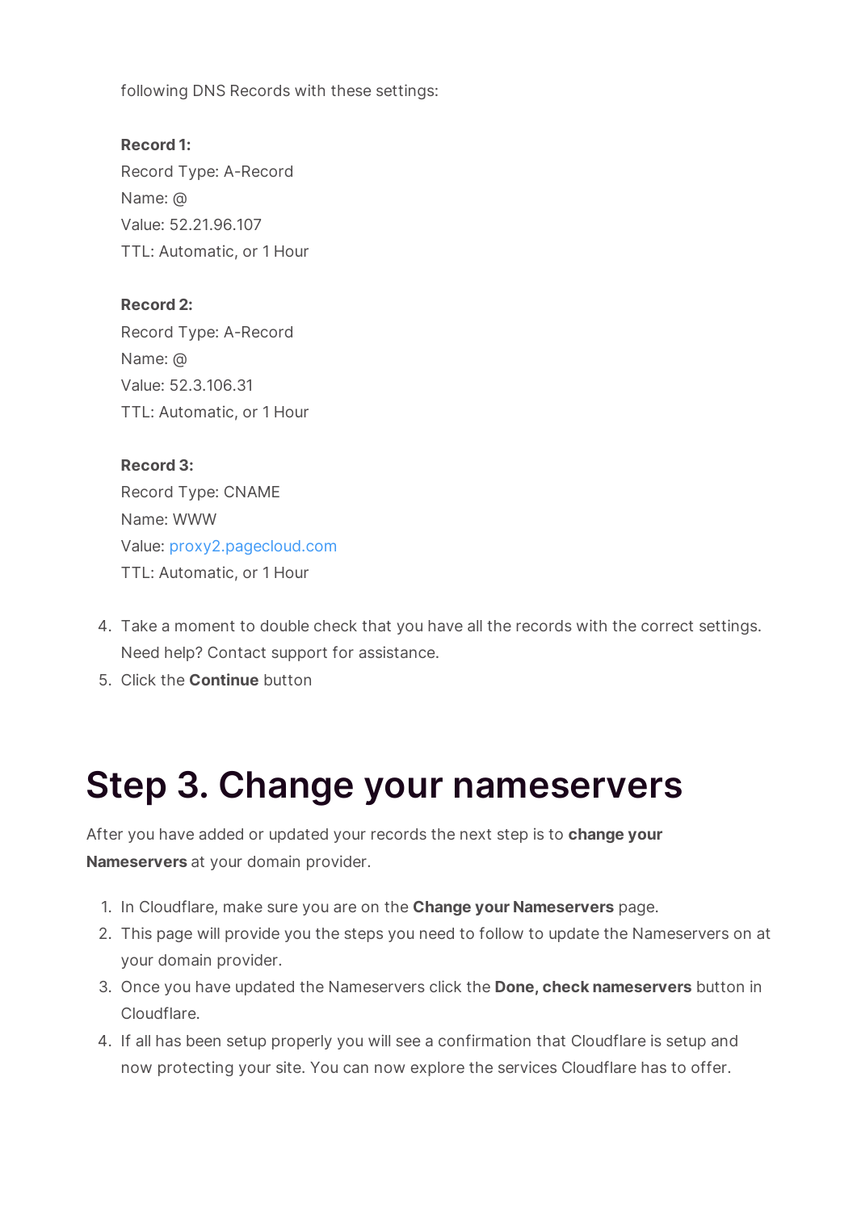following DNS Records with these settings:

**Record 1:**
Record Type: A-Record
Name: @
Value: 52.21.96.107
TTL: Automatic, or 1 Hour

**Record 2:**
Record Type: A-Record
Name: @
Value: 52.3.106.31
TTL: Automatic, or 1 Hour

**Record 3:**
Record Type: CNAME
Name: WWW
Value: proxy2.pagecloud.com
TTL: Automatic, or 1 Hour

4. Take a moment to double check that you have all the records with the correct settings. Need help? Contact support for assistance.
5. Click the **Continue** button

# Step 3. Change your nameservers

After you have added or updated your records the next step is to **change your Nameservers** at your domain provider.

1. In Cloudflare, make sure you are on the **Change your Nameservers** page.
2. This page will provide you the steps you need to follow to update the Nameservers on at your domain provider.
3. Once you have updated the Nameservers click the **Done, check nameservers** button in Cloudflare.
4. If all has been setup properly you will see a confirmation that Cloudflare is setup and now protecting your site. You can now explore the services Cloudflare has to offer.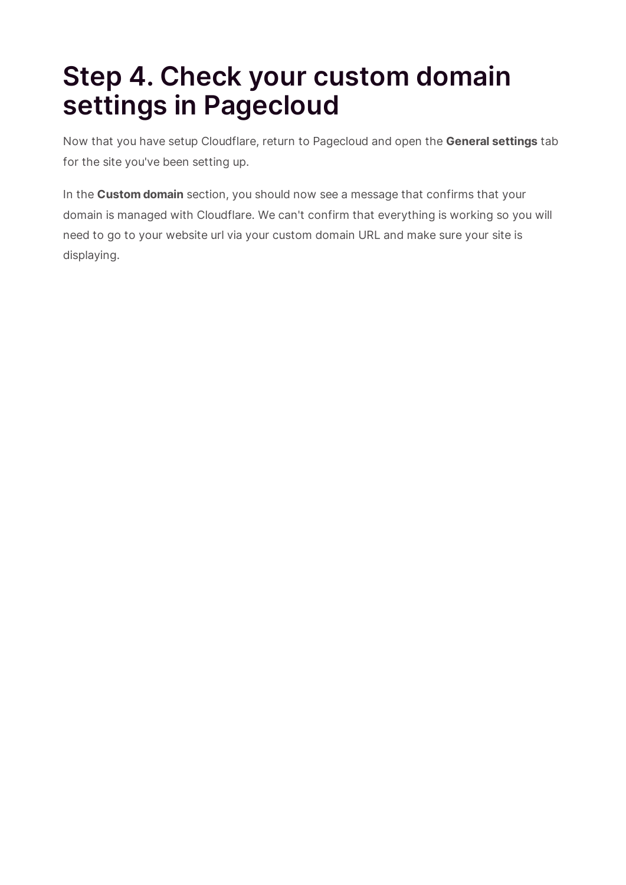# Step 4. Check your custom domain settings in Pagecloud

Now that you have setup Cloudflare, return to Pagecloud and open the **General settings** tab for the site you've been setting up.

In the **Custom domain** section, you should now see a message that confirms that your domain is managed with Cloudflare. We can't confirm that everything is working so you will need to go to your website url via your custom domain URL and make sure your site is displaying.